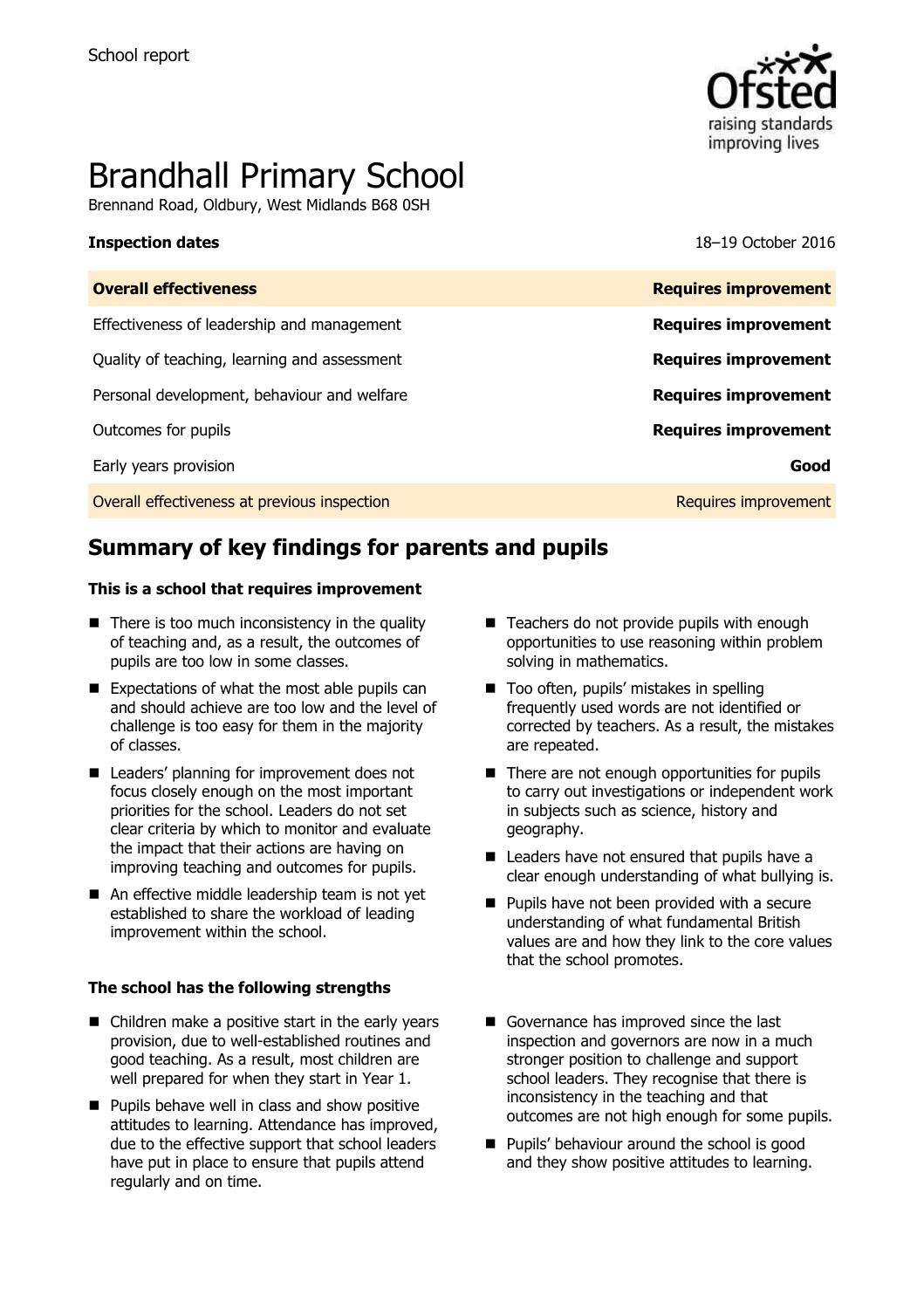School report

# Brandhall Primary School

Brennand Road, Oldbury, West Midlands B68 0SH

**Inspection dates** 18–19 October 2016

| | |
|---|---|
| **Overall effectiveness** | **Requires improvement** |
| Effectiveness of leadership and management | **Requires improvement** |
| Quality of teaching, learning and assessment | **Requires improvement** |
| Personal development, behaviour and welfare | **Requires improvement** |
| Outcomes for pupils | **Requires improvement** |
| Early years provision | **Good** |
| Overall effectiveness at previous inspection | Requires improvement |

## Summary of key findings for parents and pupils

**This is a school that requires improvement**

- There is too much inconsistency in the quality of teaching and, as a result, the outcomes of pupils are too low in some classes.
- Expectations of what the most able pupils can and should achieve are too low and the level of challenge is too easy for them in the majority of classes.
- Leaders' planning for improvement does not focus closely enough on the most important priorities for the school. Leaders do not set clear criteria by which to monitor and evaluate the impact that their actions are having on improving teaching and outcomes for pupils.
- An effective middle leadership team is not yet established to share the workload of leading improvement within the school.
- Teachers do not provide pupils with enough opportunities to use reasoning within problem solving in mathematics.
- Too often, pupils' mistakes in spelling frequently used words are not identified or corrected by teachers. As a result, the mistakes are repeated.
- There are not enough opportunities for pupils to carry out investigations or independent work in subjects such as science, history and geography.
- Leaders have not ensured that pupils have a clear enough understanding of what bullying is.
- Pupils have not been provided with a secure understanding of what fundamental British values are and how they link to the core values that the school promotes.

**The school has the following strengths**

- Children make a positive start in the early years provision, due to well-established routines and good teaching. As a result, most children are well prepared for when they start in Year 1.
- Pupils behave well in class and show positive attitudes to learning. Attendance has improved, due to the effective support that school leaders have put in place to ensure that pupils attend regularly and on time.
- Governance has improved since the last inspection and governors are now in a much stronger position to challenge and support school leaders. They recognise that there is inconsistency in the teaching and that outcomes are not high enough for some pupils.
- Pupils' behaviour around the school is good and they show positive attitudes to learning.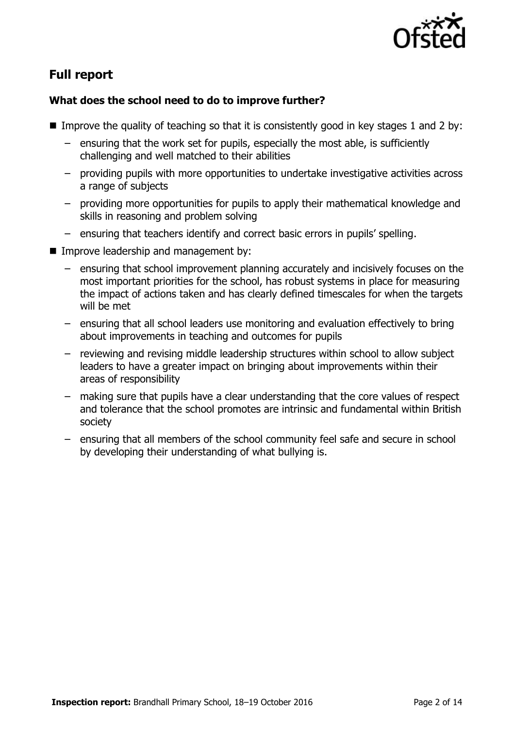## Full report

### What does the school need to do to improve further?

- Improve the quality of teaching so that it is consistently good in key stages 1 and 2 by:
  - ensuring that the work set for pupils, especially the most able, is sufficiently challenging and well matched to their abilities
  - providing pupils with more opportunities to undertake investigative activities across a range of subjects
  - providing more opportunities for pupils to apply their mathematical knowledge and skills in reasoning and problem solving
  - ensuring that teachers identify and correct basic errors in pupils' spelling.
- Improve leadership and management by:
  - ensuring that school improvement planning accurately and incisively focuses on the most important priorities for the school, has robust systems in place for measuring the impact of actions taken and has clearly defined timescales for when the targets will be met
  - ensuring that all school leaders use monitoring and evaluation effectively to bring about improvements in teaching and outcomes for pupils
  - reviewing and revising middle leadership structures within school to allow subject leaders to have a greater impact on bringing about improvements within their areas of responsibility
  - making sure that pupils have a clear understanding that the core values of respect and tolerance that the school promotes are intrinsic and fundamental within British society
  - ensuring that all members of the school community feel safe and secure in school by developing their understanding of what bullying is.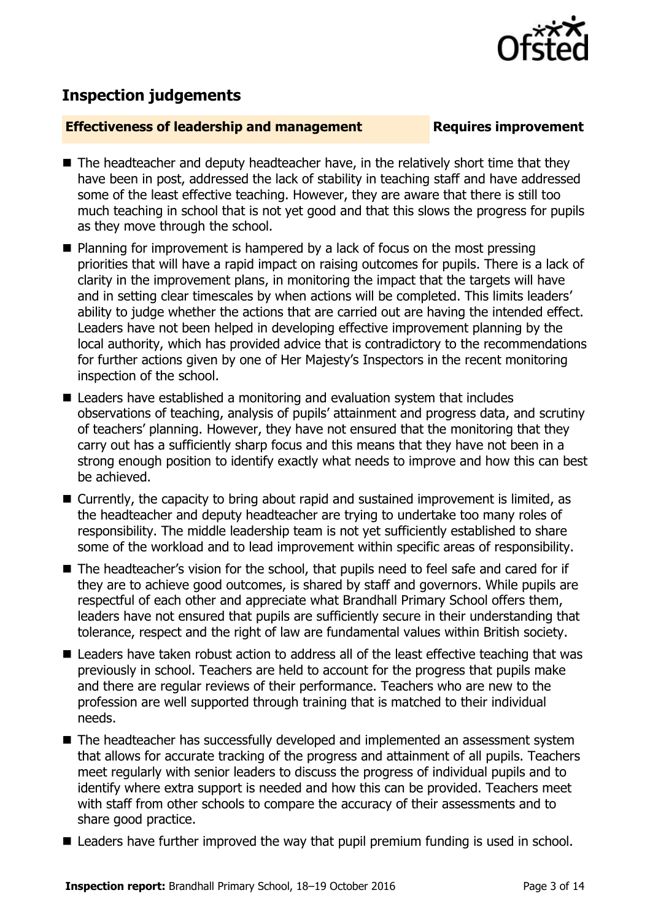## Inspection judgements

| **Effectiveness of leadership and management** | **Requires improvement** |
| --- | --- |

- The headteacher and deputy headteacher have, in the relatively short time that they have been in post, addressed the lack of stability in teaching staff and have addressed some of the least effective teaching. However, they are aware that there is still too much teaching in school that is not yet good and that this slows the progress for pupils as they move through the school.
- Planning for improvement is hampered by a lack of focus on the most pressing priorities that will have a rapid impact on raising outcomes for pupils. There is a lack of clarity in the improvement plans, in monitoring the impact that the targets will have and in setting clear timescales by when actions will be completed. This limits leaders' ability to judge whether the actions that are carried out are having the intended effect. Leaders have not been helped in developing effective improvement planning by the local authority, which has provided advice that is contradictory to the recommendations for further actions given by one of Her Majesty's Inspectors in the recent monitoring inspection of the school.
- Leaders have established a monitoring and evaluation system that includes observations of teaching, analysis of pupils' attainment and progress data, and scrutiny of teachers' planning. However, they have not ensured that the monitoring that they carry out has a sufficiently sharp focus and this means that they have not been in a strong enough position to identify exactly what needs to improve and how this can best be achieved.
- Currently, the capacity to bring about rapid and sustained improvement is limited, as the headteacher and deputy headteacher are trying to undertake too many roles of responsibility. The middle leadership team is not yet sufficiently established to share some of the workload and to lead improvement within specific areas of responsibility.
- The headteacher's vision for the school, that pupils need to feel safe and cared for if they are to achieve good outcomes, is shared by staff and governors. While pupils are respectful of each other and appreciate what Brandhall Primary School offers them, leaders have not ensured that pupils are sufficiently secure in their understanding that tolerance, respect and the right of law are fundamental values within British society.
- Leaders have taken robust action to address all of the least effective teaching that was previously in school. Teachers are held to account for the progress that pupils make and there are regular reviews of their performance. Teachers who are new to the profession are well supported through training that is matched to their individual needs.
- The headteacher has successfully developed and implemented an assessment system that allows for accurate tracking of the progress and attainment of all pupils. Teachers meet regularly with senior leaders to discuss the progress of individual pupils and to identify where extra support is needed and how this can be provided. Teachers meet with staff from other schools to compare the accuracy of their assessments and to share good practice.
- Leaders have further improved the way that pupil premium funding is used in school.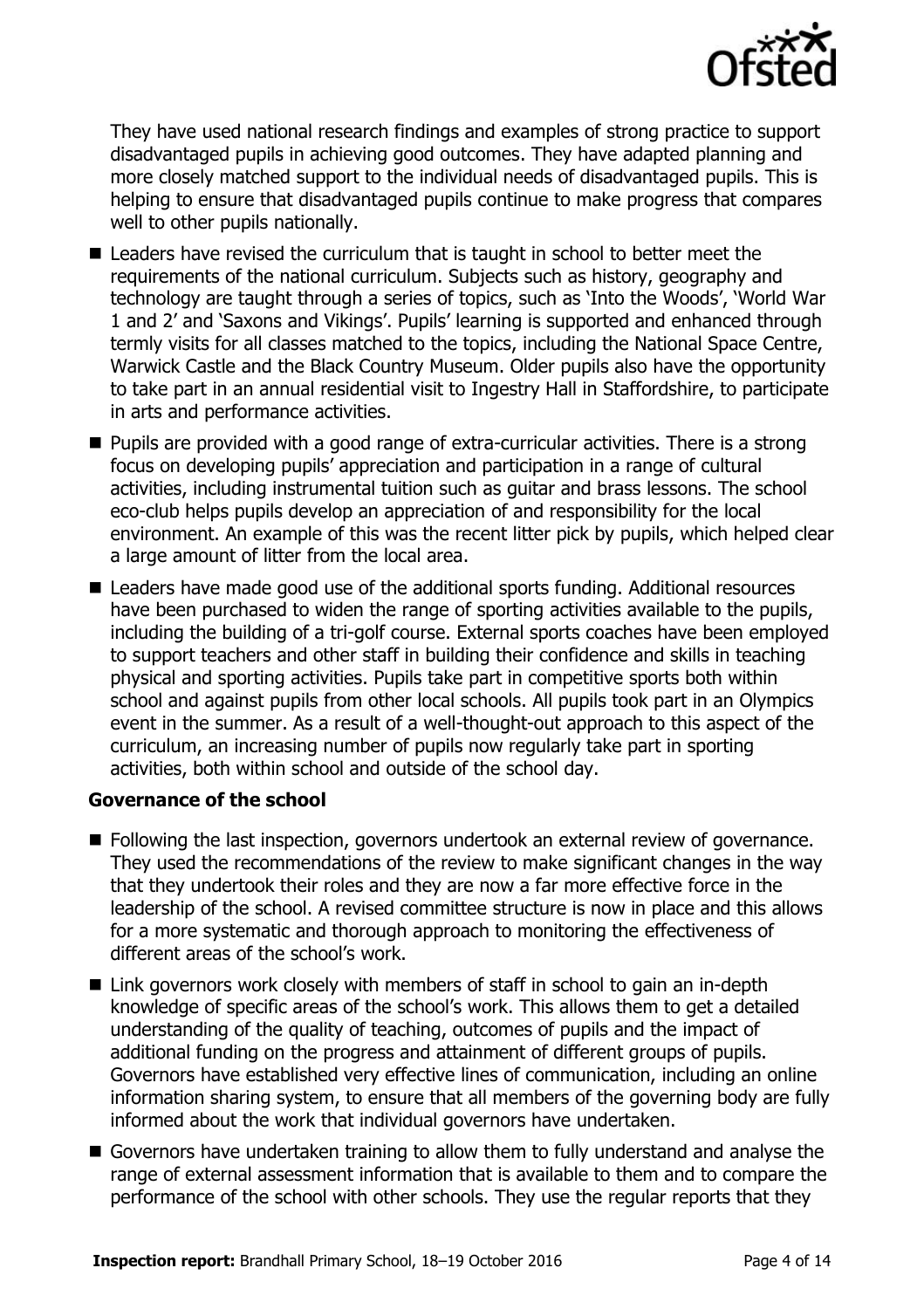They have used national research findings and examples of strong practice to support disadvantaged pupils in achieving good outcomes. They have adapted planning and more closely matched support to the individual needs of disadvantaged pupils. This is helping to ensure that disadvantaged pupils continue to make progress that compares well to other pupils nationally.

- Leaders have revised the curriculum that is taught in school to better meet the requirements of the national curriculum. Subjects such as history, geography and technology are taught through a series of topics, such as 'Into the Woods', 'World War 1 and 2' and 'Saxons and Vikings'. Pupils' learning is supported and enhanced through termly visits for all classes matched to the topics, including the National Space Centre, Warwick Castle and the Black Country Museum. Older pupils also have the opportunity to take part in an annual residential visit to Ingestry Hall in Staffordshire, to participate in arts and performance activities.
- Pupils are provided with a good range of extra-curricular activities. There is a strong focus on developing pupils' appreciation and participation in a range of cultural activities, including instrumental tuition such as guitar and brass lessons. The school eco-club helps pupils develop an appreciation of and responsibility for the local environment. An example of this was the recent litter pick by pupils, which helped clear a large amount of litter from the local area.
- Leaders have made good use of the additional sports funding. Additional resources have been purchased to widen the range of sporting activities available to the pupils, including the building of a tri-golf course. External sports coaches have been employed to support teachers and other staff in building their confidence and skills in teaching physical and sporting activities. Pupils take part in competitive sports both within school and against pupils from other local schools. All pupils took part in an Olympics event in the summer. As a result of a well-thought-out approach to this aspect of the curriculum, an increasing number of pupils now regularly take part in sporting activities, both within school and outside of the school day.

### Governance of the school

- Following the last inspection, governors undertook an external review of governance. They used the recommendations of the review to make significant changes in the way that they undertook their roles and they are now a far more effective force in the leadership of the school. A revised committee structure is now in place and this allows for a more systematic and thorough approach to monitoring the effectiveness of different areas of the school's work.
- Link governors work closely with members of staff in school to gain an in-depth knowledge of specific areas of the school's work. This allows them to get a detailed understanding of the quality of teaching, outcomes of pupils and the impact of additional funding on the progress and attainment of different groups of pupils. Governors have established very effective lines of communication, including an online information sharing system, to ensure that all members of the governing body are fully informed about the work that individual governors have undertaken.
- Governors have undertaken training to allow them to fully understand and analyse the range of external assessment information that is available to them and to compare the performance of the school with other schools. They use the regular reports that they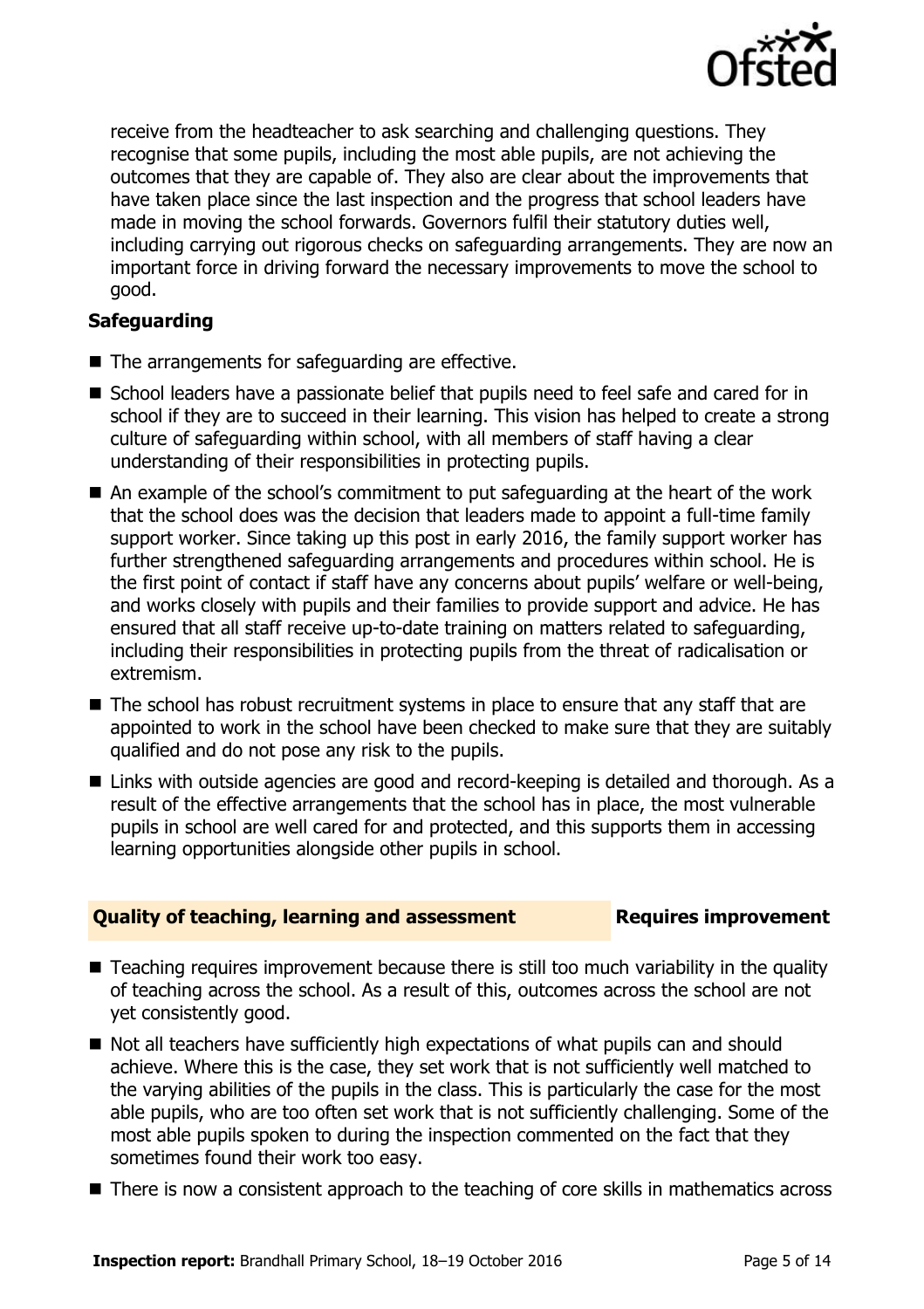receive from the headteacher to ask searching and challenging questions. They recognise that some pupils, including the most able pupils, are not achieving the outcomes that they are capable of. They also are clear about the improvements that have taken place since the last inspection and the progress that school leaders have made in moving the school forwards. Governors fulfil their statutory duties well, including carrying out rigorous checks on safeguarding arrangements. They are now an important force in driving forward the necessary improvements to move the school to good.

### Safeguarding

- The arrangements for safeguarding are effective.
- School leaders have a passionate belief that pupils need to feel safe and cared for in school if they are to succeed in their learning. This vision has helped to create a strong culture of safeguarding within school, with all members of staff having a clear understanding of their responsibilities in protecting pupils.
- An example of the school's commitment to put safeguarding at the heart of the work that the school does was the decision that leaders made to appoint a full-time family support worker. Since taking up this post in early 2016, the family support worker has further strengthened safeguarding arrangements and procedures within school. He is the first point of contact if staff have any concerns about pupils' welfare or well-being, and works closely with pupils and their families to provide support and advice. He has ensured that all staff receive up-to-date training on matters related to safeguarding, including their responsibilities in protecting pupils from the threat of radicalisation or extremism.
- The school has robust recruitment systems in place to ensure that any staff that are appointed to work in the school have been checked to make sure that they are suitably qualified and do not pose any risk to the pupils.
- Links with outside agencies are good and record-keeping is detailed and thorough. As a result of the effective arrangements that the school has in place, the most vulnerable pupils in school are well cared for and protected, and this supports them in accessing learning opportunities alongside other pupils in school.

## Quality of teaching, learning and assessment — Requires improvement

- Teaching requires improvement because there is still too much variability in the quality of teaching across the school. As a result of this, outcomes across the school are not yet consistently good.
- Not all teachers have sufficiently high expectations of what pupils can and should achieve. Where this is the case, they set work that is not sufficiently well matched to the varying abilities of the pupils in the class. This is particularly the case for the most able pupils, who are too often set work that is not sufficiently challenging. Some of the most able pupils spoken to during the inspection commented on the fact that they sometimes found their work too easy.
- There is now a consistent approach to the teaching of core skills in mathematics across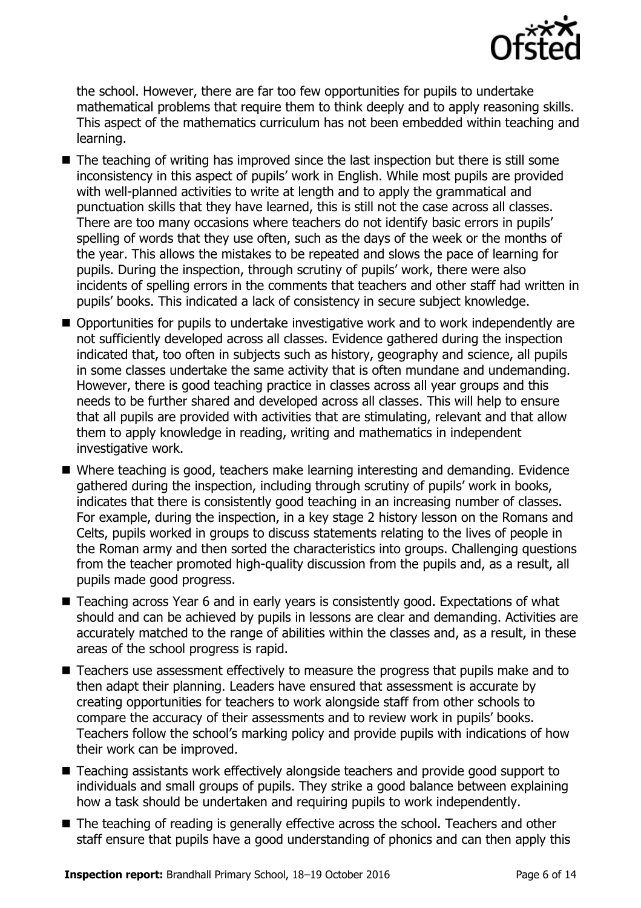the school. However, there are far too few opportunities for pupils to undertake mathematical problems that require them to think deeply and to apply reasoning skills. This aspect of the mathematics curriculum has not been embedded within teaching and learning.

- The teaching of writing has improved since the last inspection but there is still some inconsistency in this aspect of pupils' work in English. While most pupils are provided with well-planned activities to write at length and to apply the grammatical and punctuation skills that they have learned, this is still not the case across all classes. There are too many occasions where teachers do not identify basic errors in pupils' spelling of words that they use often, such as the days of the week or the months of the year. This allows the mistakes to be repeated and slows the pace of learning for pupils. During the inspection, through scrutiny of pupils' work, there were also incidents of spelling errors in the comments that teachers and other staff had written in pupils' books. This indicated a lack of consistency in secure subject knowledge.
- Opportunities for pupils to undertake investigative work and to work independently are not sufficiently developed across all classes. Evidence gathered during the inspection indicated that, too often in subjects such as history, geography and science, all pupils in some classes undertake the same activity that is often mundane and undemanding. However, there is good teaching practice in classes across all year groups and this needs to be further shared and developed across all classes. This will help to ensure that all pupils are provided with activities that are stimulating, relevant and that allow them to apply knowledge in reading, writing and mathematics in independent investigative work.
- Where teaching is good, teachers make learning interesting and demanding. Evidence gathered during the inspection, including through scrutiny of pupils' work in books, indicates that there is consistently good teaching in an increasing number of classes. For example, during the inspection, in a key stage 2 history lesson on the Romans and Celts, pupils worked in groups to discuss statements relating to the lives of people in the Roman army and then sorted the characteristics into groups. Challenging questions from the teacher promoted high-quality discussion from the pupils and, as a result, all pupils made good progress.
- Teaching across Year 6 and in early years is consistently good. Expectations of what should and can be achieved by pupils in lessons are clear and demanding. Activities are accurately matched to the range of abilities within the classes and, as a result, in these areas of the school progress is rapid.
- Teachers use assessment effectively to measure the progress that pupils make and to then adapt their planning. Leaders have ensured that assessment is accurate by creating opportunities for teachers to work alongside staff from other schools to compare the accuracy of their assessments and to review work in pupils' books. Teachers follow the school's marking policy and provide pupils with indications of how their work can be improved.
- Teaching assistants work effectively alongside teachers and provide good support to individuals and small groups of pupils. They strike a good balance between explaining how a task should be undertaken and requiring pupils to work independently.
- The teaching of reading is generally effective across the school. Teachers and other staff ensure that pupils have a good understanding of phonics and can then apply this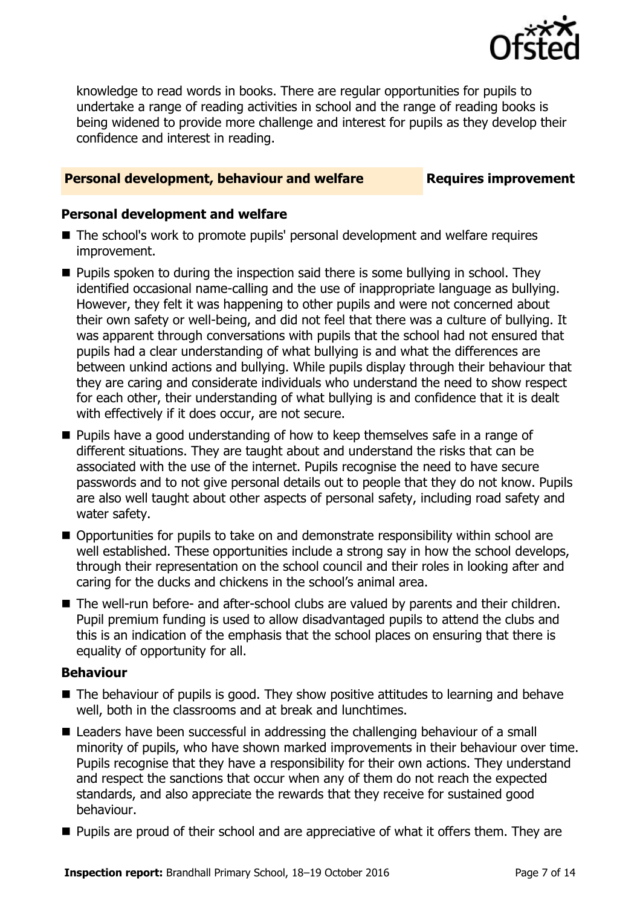knowledge to read words in books. There are regular opportunities for pupils to undertake a range of reading activities in school and the range of reading books is being widened to provide more challenge and interest for pupils as they develop their confidence and interest in reading.

## Personal development, behaviour and welfare — Requires improvement

### Personal development and welfare

- The school's work to promote pupils' personal development and welfare requires improvement.
- Pupils spoken to during the inspection said there is some bullying in school. They identified occasional name-calling and the use of inappropriate language as bullying. However, they felt it was happening to other pupils and were not concerned about their own safety or well-being, and did not feel that there was a culture of bullying. It was apparent through conversations with pupils that the school had not ensured that pupils had a clear understanding of what bullying is and what the differences are between unkind actions and bullying. While pupils display through their behaviour that they are caring and considerate individuals who understand the need to show respect for each other, their understanding of what bullying is and confidence that it is dealt with effectively if it does occur, are not secure.
- Pupils have a good understanding of how to keep themselves safe in a range of different situations. They are taught about and understand the risks that can be associated with the use of the internet. Pupils recognise the need to have secure passwords and to not give personal details out to people that they do not know. Pupils are also well taught about other aspects of personal safety, including road safety and water safety.
- Opportunities for pupils to take on and demonstrate responsibility within school are well established. These opportunities include a strong say in how the school develops, through their representation on the school council and their roles in looking after and caring for the ducks and chickens in the school's animal area.
- The well-run before- and after-school clubs are valued by parents and their children. Pupil premium funding is used to allow disadvantaged pupils to attend the clubs and this is an indication of the emphasis that the school places on ensuring that there is equality of opportunity for all.

### Behaviour

- The behaviour of pupils is good. They show positive attitudes to learning and behave well, both in the classrooms and at break and lunchtimes.
- Leaders have been successful in addressing the challenging behaviour of a small minority of pupils, who have shown marked improvements in their behaviour over time. Pupils recognise that they have a responsibility for their own actions. They understand and respect the sanctions that occur when any of them do not reach the expected standards, and also appreciate the rewards that they receive for sustained good behaviour.
- Pupils are proud of their school and are appreciative of what it offers them. They are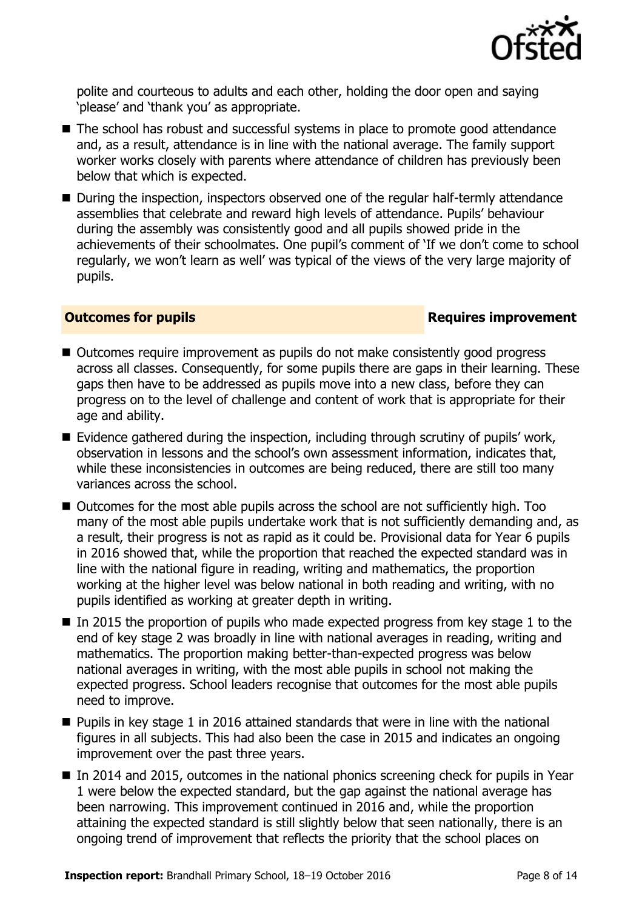polite and courteous to adults and each other, holding the door open and saying 'please' and 'thank you' as appropriate.

- The school has robust and successful systems in place to promote good attendance and, as a result, attendance is in line with the national average. The family support worker works closely with parents where attendance of children has previously been below that which is expected.
- During the inspection, inspectors observed one of the regular half-termly attendance assemblies that celebrate and reward high levels of attendance. Pupils' behaviour during the assembly was consistently good and all pupils showed pride in the achievements of their schoolmates. One pupil's comment of 'If we don't come to school regularly, we won't learn as well' was typical of the views of the very large majority of pupils.

## Outcomes for pupils — Requires improvement

- Outcomes require improvement as pupils do not make consistently good progress across all classes. Consequently, for some pupils there are gaps in their learning. These gaps then have to be addressed as pupils move into a new class, before they can progress on to the level of challenge and content of work that is appropriate for their age and ability.
- Evidence gathered during the inspection, including through scrutiny of pupils' work, observation in lessons and the school's own assessment information, indicates that, while these inconsistencies in outcomes are being reduced, there are still too many variances across the school.
- Outcomes for the most able pupils across the school are not sufficiently high. Too many of the most able pupils undertake work that is not sufficiently demanding and, as a result, their progress is not as rapid as it could be. Provisional data for Year 6 pupils in 2016 showed that, while the proportion that reached the expected standard was in line with the national figure in reading, writing and mathematics, the proportion working at the higher level was below national in both reading and writing, with no pupils identified as working at greater depth in writing.
- In 2015 the proportion of pupils who made expected progress from key stage 1 to the end of key stage 2 was broadly in line with national averages in reading, writing and mathematics. The proportion making better-than-expected progress was below national averages in writing, with the most able pupils in school not making the expected progress. School leaders recognise that outcomes for the most able pupils need to improve.
- Pupils in key stage 1 in 2016 attained standards that were in line with the national figures in all subjects. This had also been the case in 2015 and indicates an ongoing improvement over the past three years.
- In 2014 and 2015, outcomes in the national phonics screening check for pupils in Year 1 were below the expected standard, but the gap against the national average has been narrowing. This improvement continued in 2016 and, while the proportion attaining the expected standard is still slightly below that seen nationally, there is an ongoing trend of improvement that reflects the priority that the school places on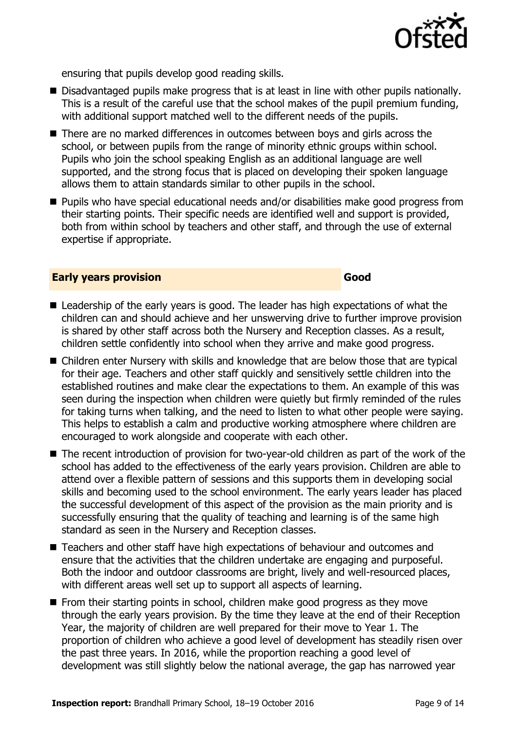ensuring that pupils develop good reading skills.

- Disadvantaged pupils make progress that is at least in line with other pupils nationally. This is a result of the careful use that the school makes of the pupil premium funding, with additional support matched well to the different needs of the pupils.
- There are no marked differences in outcomes between boys and girls across the school, or between pupils from the range of minority ethnic groups within school. Pupils who join the school speaking English as an additional language are well supported, and the strong focus that is placed on developing their spoken language allows them to attain standards similar to other pupils in the school.
- Pupils who have special educational needs and/or disabilities make good progress from their starting points. Their specific needs are identified well and support is provided, both from within school by teachers and other staff, and through the use of external expertise if appropriate.

## Early years provision — Good

- Leadership of the early years is good. The leader has high expectations of what the children can and should achieve and her unswerving drive to further improve provision is shared by other staff across both the Nursery and Reception classes. As a result, children settle confidently into school when they arrive and make good progress.
- Children enter Nursery with skills and knowledge that are below those that are typical for their age. Teachers and other staff quickly and sensitively settle children into the established routines and make clear the expectations to them. An example of this was seen during the inspection when children were quietly but firmly reminded of the rules for taking turns when talking, and the need to listen to what other people were saying. This helps to establish a calm and productive working atmosphere where children are encouraged to work alongside and cooperate with each other.
- The recent introduction of provision for two-year-old children as part of the work of the school has added to the effectiveness of the early years provision. Children are able to attend over a flexible pattern of sessions and this supports them in developing social skills and becoming used to the school environment. The early years leader has placed the successful development of this aspect of the provision as the main priority and is successfully ensuring that the quality of teaching and learning is of the same high standard as seen in the Nursery and Reception classes.
- Teachers and other staff have high expectations of behaviour and outcomes and ensure that the activities that the children undertake are engaging and purposeful. Both the indoor and outdoor classrooms are bright, lively and well-resourced places, with different areas well set up to support all aspects of learning.
- From their starting points in school, children make good progress as they move through the early years provision. By the time they leave at the end of their Reception Year, the majority of children are well prepared for their move to Year 1. The proportion of children who achieve a good level of development has steadily risen over the past three years. In 2016, while the proportion reaching a good level of development was still slightly below the national average, the gap has narrowed year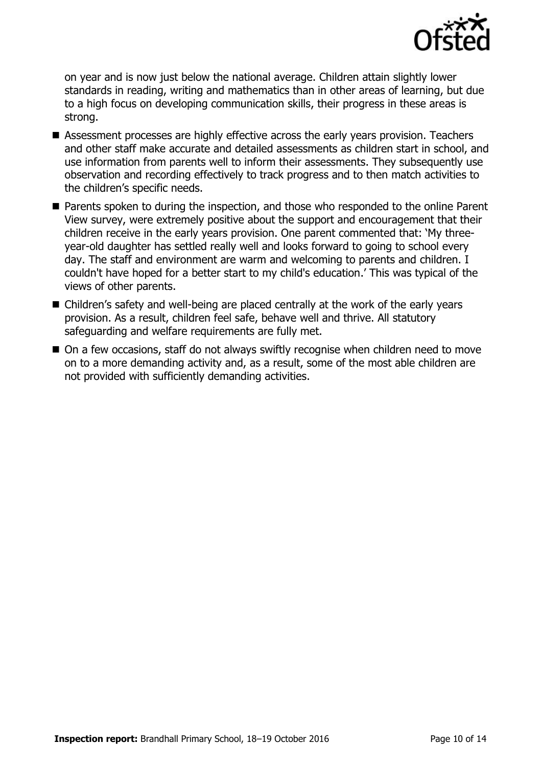on year and is now just below the national average. Children attain slightly lower standards in reading, writing and mathematics than in other areas of learning, but due to a high focus on developing communication skills, their progress in these areas is strong.

- Assessment processes are highly effective across the early years provision. Teachers and other staff make accurate and detailed assessments as children start in school, and use information from parents well to inform their assessments. They subsequently use observation and recording effectively to track progress and to then match activities to the children's specific needs.
- Parents spoken to during the inspection, and those who responded to the online Parent View survey, were extremely positive about the support and encouragement that their children receive in the early years provision. One parent commented that: 'My three-year-old daughter has settled really well and looks forward to going to school every day. The staff and environment are warm and welcoming to parents and children. I couldn't have hoped for a better start to my child's education.' This was typical of the views of other parents.
- Children's safety and well-being are placed centrally at the work of the early years provision. As a result, children feel safe, behave well and thrive. All statutory safeguarding and welfare requirements are fully met.
- On a few occasions, staff do not always swiftly recognise when children need to move on to a more demanding activity and, as a result, some of the most able children are not provided with sufficiently demanding activities.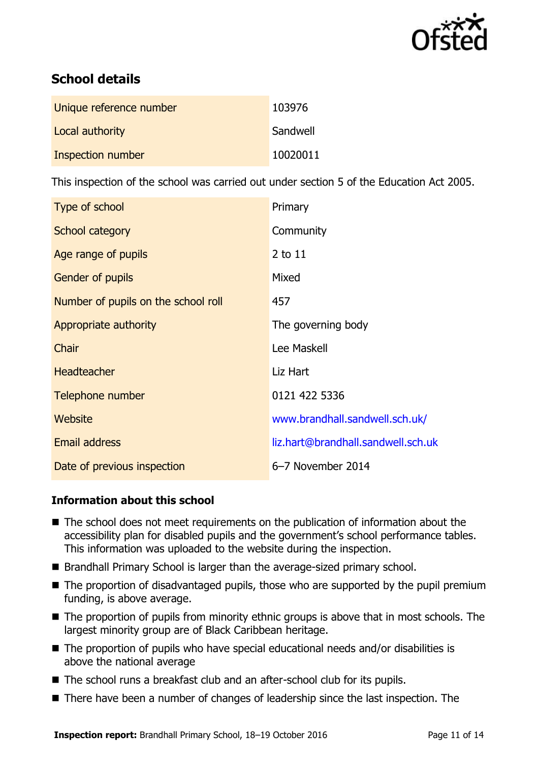## School details

| | |
|---|---|
| Unique reference number | 103976 |
| Local authority | Sandwell |
| Inspection number | 10020011 |

This inspection of the school was carried out under section 5 of the Education Act 2005.

| | |
|---|---|
| Type of school | Primary |
| School category | Community |
| Age range of pupils | 2 to 11 |
| Gender of pupils | Mixed |
| Number of pupils on the school roll | 457 |
| Appropriate authority | The governing body |
| Chair | Lee Maskell |
| Headteacher | Liz Hart |
| Telephone number | 0121 422 5336 |
| Website | www.brandhall.sandwell.sch.uk/ |
| Email address | liz.hart@brandhall.sandwell.sch.uk |
| Date of previous inspection | 6–7 November 2014 |

### Information about this school

- The school does not meet requirements on the publication of information about the accessibility plan for disabled pupils and the government's school performance tables. This information was uploaded to the website during the inspection.
- Brandhall Primary School is larger than the average-sized primary school.
- The proportion of disadvantaged pupils, those who are supported by the pupil premium funding, is above average.
- The proportion of pupils from minority ethnic groups is above that in most schools. The largest minority group are of Black Caribbean heritage.
- The proportion of pupils who have special educational needs and/or disabilities is above the national average
- The school runs a breakfast club and an after-school club for its pupils.
- There have been a number of changes of leadership since the last inspection. The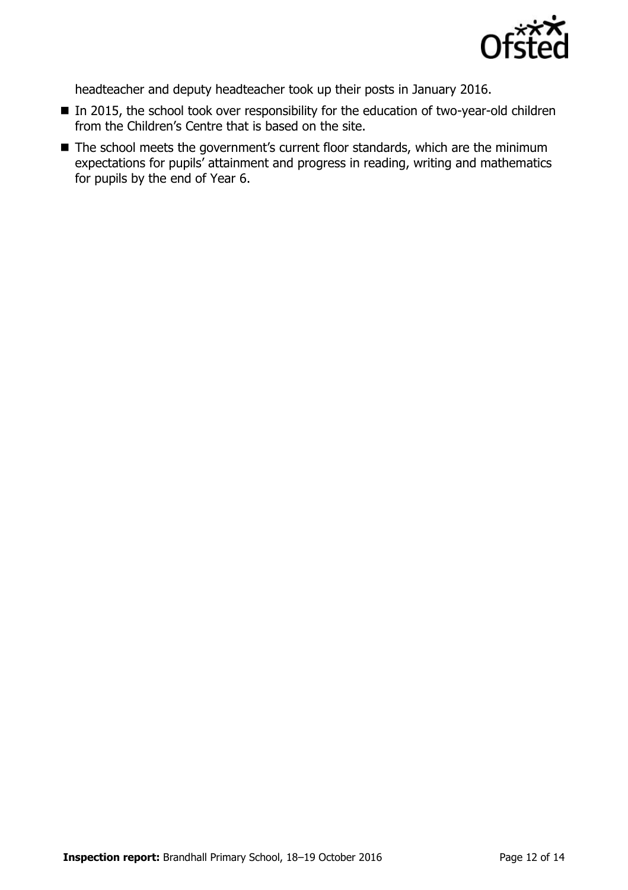headteacher and deputy headteacher took up their posts in January 2016.

- In 2015, the school took over responsibility for the education of two-year-old children from the Children's Centre that is based on the site.
- The school meets the government's current floor standards, which are the minimum expectations for pupils' attainment and progress in reading, writing and mathematics for pupils by the end of Year 6.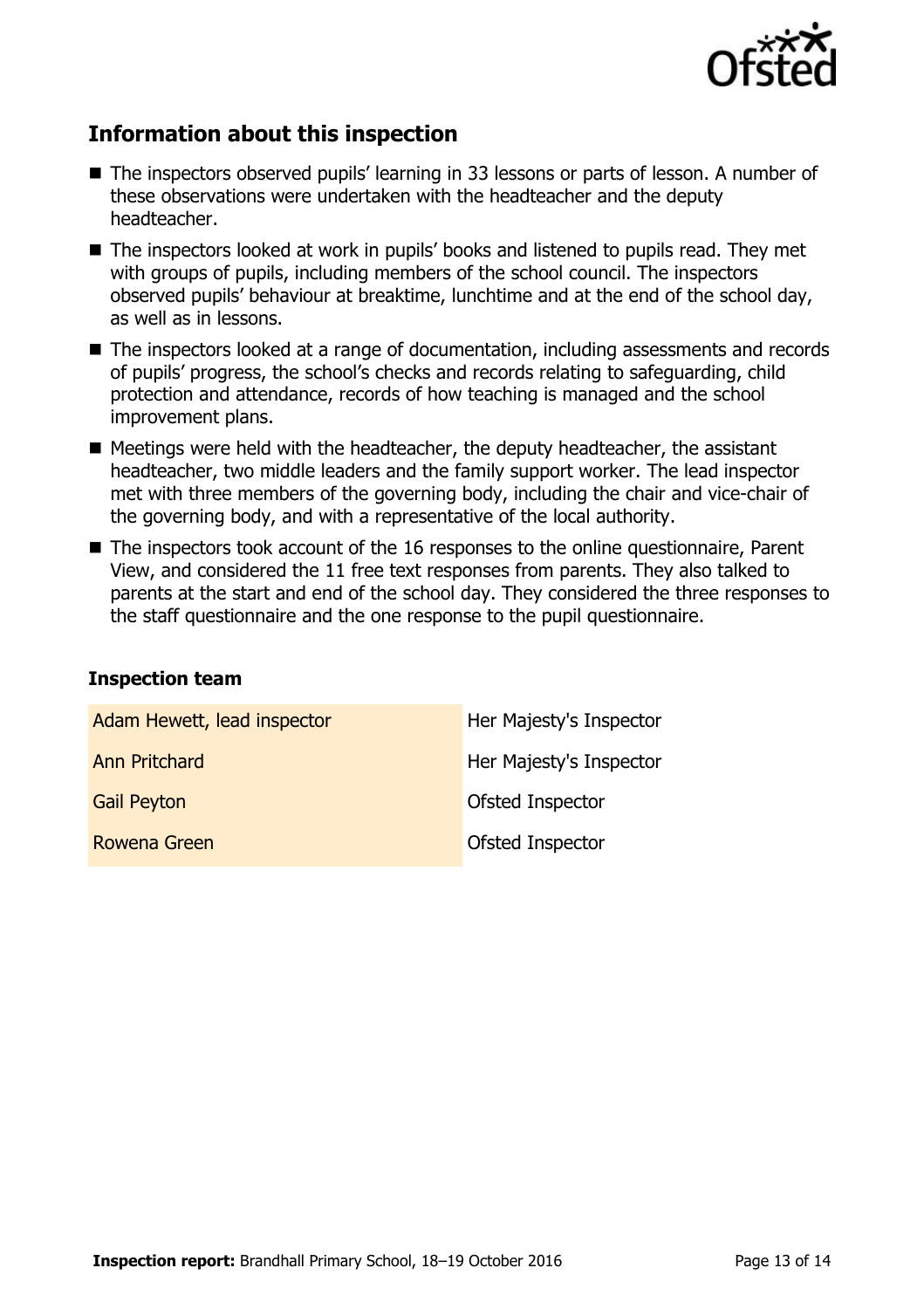## Information about this inspection

- The inspectors observed pupils' learning in 33 lessons or parts of lesson. A number of these observations were undertaken with the headteacher and the deputy headteacher.
- The inspectors looked at work in pupils' books and listened to pupils read. They met with groups of pupils, including members of the school council. The inspectors observed pupils' behaviour at breaktime, lunchtime and at the end of the school day, as well as in lessons.
- The inspectors looked at a range of documentation, including assessments and records of pupils' progress, the school's checks and records relating to safeguarding, child protection and attendance, records of how teaching is managed and the school improvement plans.
- Meetings were held with the headteacher, the deputy headteacher, the assistant headteacher, two middle leaders and the family support worker. The lead inspector met with three members of the governing body, including the chair and vice-chair of the governing body, and with a representative of the local authority.
- The inspectors took account of the 16 responses to the online questionnaire, Parent View, and considered the 11 free text responses from parents. They also talked to parents at the start and end of the school day. They considered the three responses to the staff questionnaire and the one response to the pupil questionnaire.

### Inspection team

| | |
|---|---|
| Adam Hewett, lead inspector | Her Majesty's Inspector |
| Ann Pritchard | Her Majesty's Inspector |
| Gail Peyton | Ofsted Inspector |
| Rowena Green | Ofsted Inspector |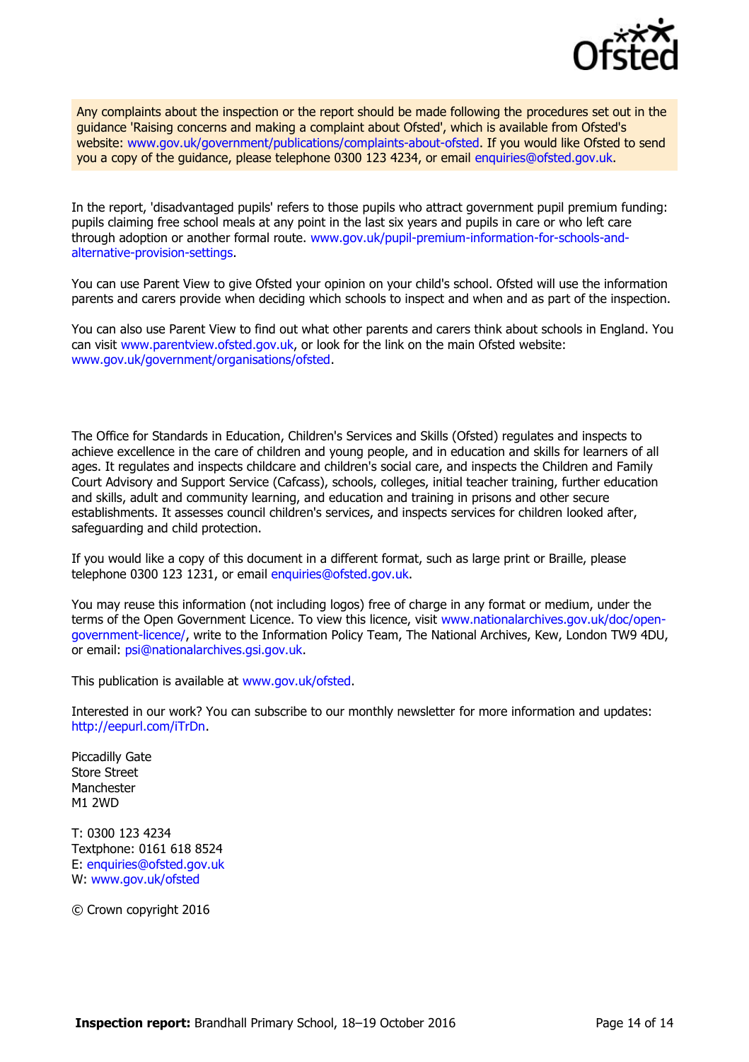Any complaints about the inspection or the report should be made following the procedures set out in the guidance 'Raising concerns and making a complaint about Ofsted', which is available from Ofsted's website: www.gov.uk/government/publications/complaints-about-ofsted. If you would like Ofsted to send you a copy of the guidance, please telephone 0300 123 4234, or email enquiries@ofsted.gov.uk.

In the report, 'disadvantaged pupils' refers to those pupils who attract government pupil premium funding: pupils claiming free school meals at any point in the last six years and pupils in care or who left care through adoption or another formal route. www.gov.uk/pupil-premium-information-for-schools-and-alternative-provision-settings.

You can use Parent View to give Ofsted your opinion on your child's school. Ofsted will use the information parents and carers provide when deciding which schools to inspect and when and as part of the inspection.

You can also use Parent View to find out what other parents and carers think about schools in England. You can visit www.parentview.ofsted.gov.uk, or look for the link on the main Ofsted website: www.gov.uk/government/organisations/ofsted.

The Office for Standards in Education, Children's Services and Skills (Ofsted) regulates and inspects to achieve excellence in the care of children and young people, and in education and skills for learners of all ages. It regulates and inspects childcare and children's social care, and inspects the Children and Family Court Advisory and Support Service (Cafcass), schools, colleges, initial teacher training, further education and skills, adult and community learning, and education and training in prisons and other secure establishments. It assesses council children's services, and inspects services for children looked after, safeguarding and child protection.

If you would like a copy of this document in a different format, such as large print or Braille, please telephone 0300 123 1231, or email enquiries@ofsted.gov.uk.

You may reuse this information (not including logos) free of charge in any format or medium, under the terms of the Open Government Licence. To view this licence, visit www.nationalarchives.gov.uk/doc/open-government-licence/, write to the Information Policy Team, The National Archives, Kew, London TW9 4DU, or email: psi@nationalarchives.gsi.gov.uk.

This publication is available at www.gov.uk/ofsted.

Interested in our work? You can subscribe to our monthly newsletter for more information and updates: http://eepurl.com/iTrDn.

Piccadilly Gate
Store Street
Manchester
M1 2WD

T: 0300 123 4234
Textphone: 0161 618 8524
E: enquiries@ofsted.gov.uk
W: www.gov.uk/ofsted

© Crown copyright 2016